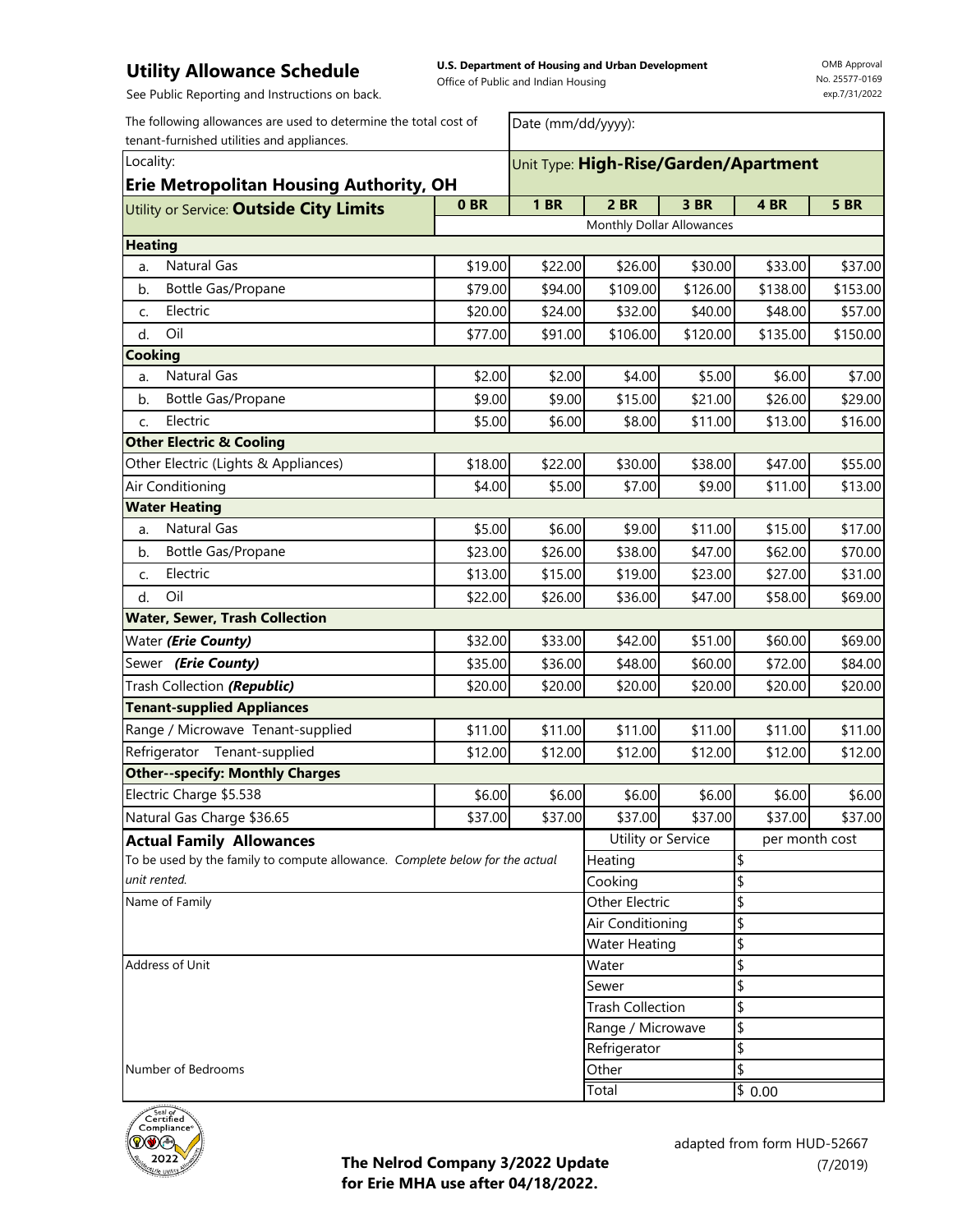# Utility Allowance Schedule

See Public Reporting and Instructions on back.

**U.S. Department of Housing and Urban Development**
Office of Public and Indian Housing

OMB Approval No. 25577-0169 exp.7/31/2022

The following allowances are used to determine the total cost of tenant-furnished utilities and appliances.

Date (mm/dd/yyyy):

Locality: **Erie Metropolitan Housing Authority, OH**

Unit Type: **High-Rise/Garden/Apartment**

| Utility or Service: **Outside City Limits** | 0 BR | 1 BR | 2 BR | 3 BR | 4 BR | 5 BR |
|---|---|---|---|---|---|---|
| | Monthly Dollar Allowances | | | | | |
| **Heating** | | | | | | |
| a. Natural Gas | $19.00 | $22.00 | $26.00 | $30.00 | $33.00 | $37.00 |
| b. Bottle Gas/Propane | $79.00 | $94.00 | $109.00 | $126.00 | $138.00 | $153.00 |
| c. Electric | $20.00 | $24.00 | $32.00 | $40.00 | $48.00 | $57.00 |
| d. Oil | $77.00 | $91.00 | $106.00 | $120.00 | $135.00 | $150.00 |
| **Cooking** | | | | | | |
| a. Natural Gas | $2.00 | $2.00 | $4.00 | $5.00 | $6.00 | $7.00 |
| b. Bottle Gas/Propane | $9.00 | $9.00 | $15.00 | $21.00 | $26.00 | $29.00 |
| c. Electric | $5.00 | $6.00 | $8.00 | $11.00 | $13.00 | $16.00 |
| **Other Electric & Cooling** | | | | | | |
| Other Electric (Lights & Appliances) | $18.00 | $22.00 | $30.00 | $38.00 | $47.00 | $55.00 |
| Air Conditioning | $4.00 | $5.00 | $7.00 | $9.00 | $11.00 | $13.00 |
| **Water Heating** | | | | | | |
| a. Natural Gas | $5.00 | $6.00 | $9.00 | $11.00 | $15.00 | $17.00 |
| b. Bottle Gas/Propane | $23.00 | $26.00 | $38.00 | $47.00 | $62.00 | $70.00 |
| c. Electric | $13.00 | $15.00 | $19.00 | $23.00 | $27.00 | $31.00 |
| d. Oil | $22.00 | $26.00 | $36.00 | $47.00 | $58.00 | $69.00 |
| **Water, Sewer, Trash Collection** | | | | | | |
| Water ***(Erie County)*** | $32.00 | $33.00 | $42.00 | $51.00 | $60.00 | $69.00 |
| Sewer ***(Erie County)*** | $35.00 | $36.00 | $48.00 | $60.00 | $72.00 | $84.00 |
| Trash Collection ***(Republic)*** | $20.00 | $20.00 | $20.00 | $20.00 | $20.00 | $20.00 |
| **Tenant-supplied Appliances** | | | | | | |
| Range / Microwave Tenant-supplied | $11.00 | $11.00 | $11.00 | $11.00 | $11.00 | $11.00 |
| Refrigerator Tenant-supplied | $12.00 | $12.00 | $12.00 | $12.00 | $12.00 | $12.00 |
| **Other--specify: Monthly Charges** | | | | | | |
| Electric Charge $5.538 | $6.00 | $6.00 | $6.00 | $6.00 | $6.00 | $6.00 |
| Natural Gas Charge $36.65 | $37.00 | $37.00 | $37.00 | $37.00 | $37.00 | $37.00 |

**Actual Family Allowances**

To be used by the family to compute allowance. *Complete below for the actual unit rented.*

Name of Family

Address of Unit

Number of Bedrooms

| Utility or Service | per month cost |
|---|---|
| Heating | $ |
| Cooking | $ |
| Other Electric | $ |
| Air Conditioning | $ |
| Water Heating | $ |
| Water | $ |
| Sewer | $ |
| Trash Collection | $ |
| Range / Microwave | $ |
| Refrigerator | $ |
| Other | $ |
| Total | $ 0.00 |

**The Nelrod Company 3/2022 Update for Erie MHA use after 04/18/2022.**

adapted from form HUD-52667 (7/2019)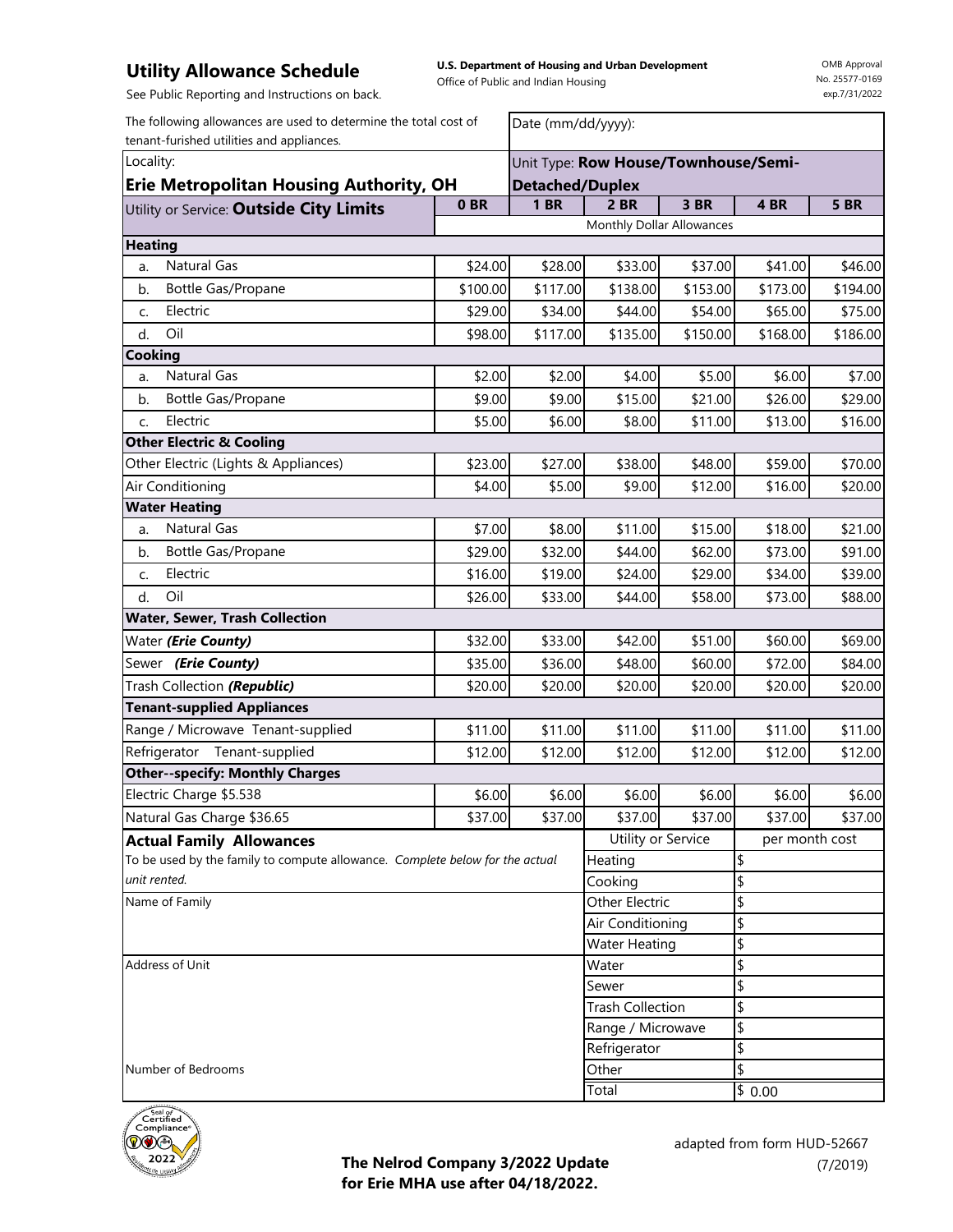## Utility Allowance Schedule

**U.S. Department of Housing and Urban Development**
Office of Public and Indian Housing

OMB Approval No. 25577-0169 exp.7/31/2022

See Public Reporting and Instructions on back.

| The following allowances are used to determine the total cost of tenant-furnished utilities and appliances. | Date (mm/dd/yyyy): | | | | | |
|---|---|---|---|---|---|---|
| Locality: **Erie Metropolitan Housing Authority, OH** | Unit Type: **Row House/Townhouse/Semi-Detached/Duplex** | | | | | |
| Utility or Service: **Outside City Limits** | **0 BR** | **1 BR** | **2 BR** | **3 BR** | **4 BR** | **5 BR** |
| | Monthly Dollar Allowances | | | | | |
| **Heating** | | | | | | |
| a. Natural Gas | $24.00 | $28.00 | $33.00 | $37.00 | $41.00 | $46.00 |
| b. Bottle Gas/Propane | $100.00 | $117.00 | $138.00 | $153.00 | $173.00 | $194.00 |
| c. Electric | $29.00 | $34.00 | $44.00 | $54.00 | $65.00 | $75.00 |
| d. Oil | $98.00 | $117.00 | $135.00 | $150.00 | $168.00 | $186.00 |
| **Cooking** | | | | | | |
| a. Natural Gas | $2.00 | $2.00 | $4.00 | $5.00 | $6.00 | $7.00 |
| b. Bottle Gas/Propane | $9.00 | $9.00 | $15.00 | $21.00 | $26.00 | $29.00 |
| c. Electric | $5.00 | $6.00 | $8.00 | $11.00 | $13.00 | $16.00 |
| **Other Electric & Cooling** | | | | | | |
| Other Electric (Lights & Appliances) | $23.00 | $27.00 | $38.00 | $48.00 | $59.00 | $70.00 |
| Air Conditioning | $4.00 | $5.00 | $9.00 | $12.00 | $16.00 | $20.00 |
| **Water Heating** | | | | | | |
| a. Natural Gas | $7.00 | $8.00 | $11.00 | $15.00 | $18.00 | $21.00 |
| b. Bottle Gas/Propane | $29.00 | $32.00 | $44.00 | $62.00 | $73.00 | $91.00 |
| c. Electric | $16.00 | $19.00 | $24.00 | $29.00 | $34.00 | $39.00 |
| d. Oil | $26.00 | $33.00 | $44.00 | $58.00 | $73.00 | $88.00 |
| **Water, Sewer, Trash Collection** | | | | | | |
| Water ***(Erie County)*** | $32.00 | $33.00 | $42.00 | $51.00 | $60.00 | $69.00 |
| Sewer ***(Erie County)*** | $35.00 | $36.00 | $48.00 | $60.00 | $72.00 | $84.00 |
| Trash Collection ***(Republic)*** | $20.00 | $20.00 | $20.00 | $20.00 | $20.00 | $20.00 |
| **Tenant-supplied Appliances** | | | | | | |
| Range / Microwave Tenant-supplied | $11.00 | $11.00 | $11.00 | $11.00 | $11.00 | $11.00 |
| Refrigerator Tenant-supplied | $12.00 | $12.00 | $12.00 | $12.00 | $12.00 | $12.00 |
| **Other--specify: Monthly Charges** | | | | | | |
| Electric Charge $5.538 | $6.00 | $6.00 | $6.00 | $6.00 | $6.00 | $6.00 |
| Natural Gas Charge $36.65 | $37.00 | $37.00 | $37.00 | $37.00 | $37.00 | $37.00 |

**Actual Family Allowances**

*To be used by the family to compute allowance. Complete below for the actual unit rented.*

Name of Family

Address of Unit

Number of Bedrooms

| Utility or Service | per month cost |
|---|---|
| Heating | $ |
| Cooking | $ |
| Other Electric | $ |
| Air Conditioning | $ |
| Water Heating | $ |
| Water | $ |
| Sewer | $ |
| Trash Collection | $ |
| Range / Microwave | $ |
| Refrigerator | $ |
| Other | $ |
| Total | $ 0.00 |

**The Nelrod Company 3/2022 Update for Erie MHA use after 04/18/2022.**

adapted from form HUD-52667 (7/2019)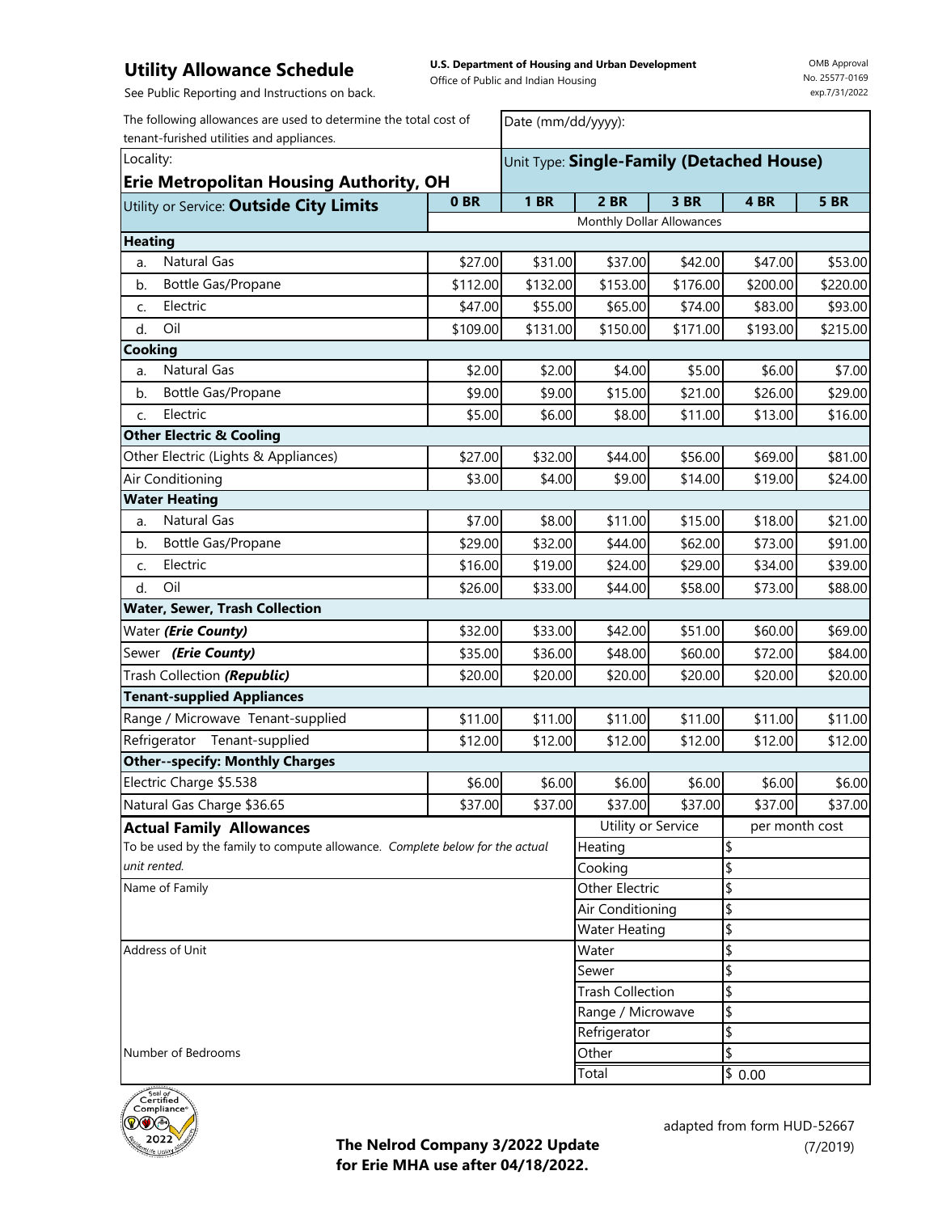## Utility Allowance Schedule

**U.S. Department of Housing and Urban Development**
Office of Public and Indian Housing

OMB Approval No. 25577-0169 exp.7/31/2022

See Public Reporting and Instructions on back.

The following allowances are used to determine the total cost of tenant-furnished utilities and appliances.

Date (mm/dd/yyyy):

Locality: **Erie Metropolitan Housing Authority, OH**

Unit Type: **Single-Family (Detached House)**

| Utility or Service: **Outside City Limits** | 0 BR | 1 BR | 2 BR | 3 BR | 4 BR | 5 BR |
|---|---|---|---|---|---|---|
| | Monthly Dollar Allowances | | | | | |
| **Heating** | | | | | | |
| a. Natural Gas | $27.00 | $31.00 | $37.00 | $42.00 | $47.00 | $53.00 |
| b. Bottle Gas/Propane | $112.00 | $132.00 | $153.00 | $176.00 | $200.00 | $220.00 |
| c. Electric | $47.00 | $55.00 | $65.00 | $74.00 | $83.00 | $93.00 |
| d. Oil | $109.00 | $131.00 | $150.00 | $171.00 | $193.00 | $215.00 |
| **Cooking** | | | | | | |
| a. Natural Gas | $2.00 | $2.00 | $4.00 | $5.00 | $6.00 | $7.00 |
| b. Bottle Gas/Propane | $9.00 | $9.00 | $15.00 | $21.00 | $26.00 | $29.00 |
| c. Electric | $5.00 | $6.00 | $8.00 | $11.00 | $13.00 | $16.00 |
| **Other Electric & Cooling** | | | | | | |
| Other Electric (Lights & Appliances) | $27.00 | $32.00 | $44.00 | $56.00 | $69.00 | $81.00 |
| Air Conditioning | $3.00 | $4.00 | $9.00 | $14.00 | $19.00 | $24.00 |
| **Water Heating** | | | | | | |
| a. Natural Gas | $7.00 | $8.00 | $11.00 | $15.00 | $18.00 | $21.00 |
| b. Bottle Gas/Propane | $29.00 | $32.00 | $44.00 | $62.00 | $73.00 | $91.00 |
| c. Electric | $16.00 | $19.00 | $24.00 | $29.00 | $34.00 | $39.00 |
| d. Oil | $26.00 | $33.00 | $44.00 | $58.00 | $73.00 | $88.00 |
| **Water, Sewer, Trash Collection** | | | | | | |
| Water ***(Erie County)*** | $32.00 | $33.00 | $42.00 | $51.00 | $60.00 | $69.00 |
| Sewer ***(Erie County)*** | $35.00 | $36.00 | $48.00 | $60.00 | $72.00 | $84.00 |
| Trash Collection ***(Republic)*** | $20.00 | $20.00 | $20.00 | $20.00 | $20.00 | $20.00 |
| **Tenant-supplied Appliances** | | | | | | |
| Range / Microwave Tenant-supplied | $11.00 | $11.00 | $11.00 | $11.00 | $11.00 | $11.00 |
| Refrigerator Tenant-supplied | $12.00 | $12.00 | $12.00 | $12.00 | $12.00 | $12.00 |
| **Other--specify: Monthly Charges** | | | | | | |
| Electric Charge $5.538 | $6.00 | $6.00 | $6.00 | $6.00 | $6.00 | $6.00 |
| Natural Gas Charge $36.65 | $37.00 | $37.00 | $37.00 | $37.00 | $37.00 | $37.00 |

**Actual Family Allowances**

To be used by the family to compute allowance. *Complete below for the actual unit rented.*

Name of Family

Address of Unit

Number of Bedrooms

| Utility or Service | per month cost |
|---|---|
| Heating | $ |
| Cooking | $ |
| Other Electric | $ |
| Air Conditioning | $ |
| Water Heating | $ |
| Water | $ |
| Sewer | $ |
| Trash Collection | $ |
| Range / Microwave | $ |
| Refrigerator | $ |
| Other | $ |
| Total | $ 0.00 |

**The Nelrod Company 3/2022 Update for Erie MHA use after 04/18/2022.**

adapted from form HUD-52667 (7/2019)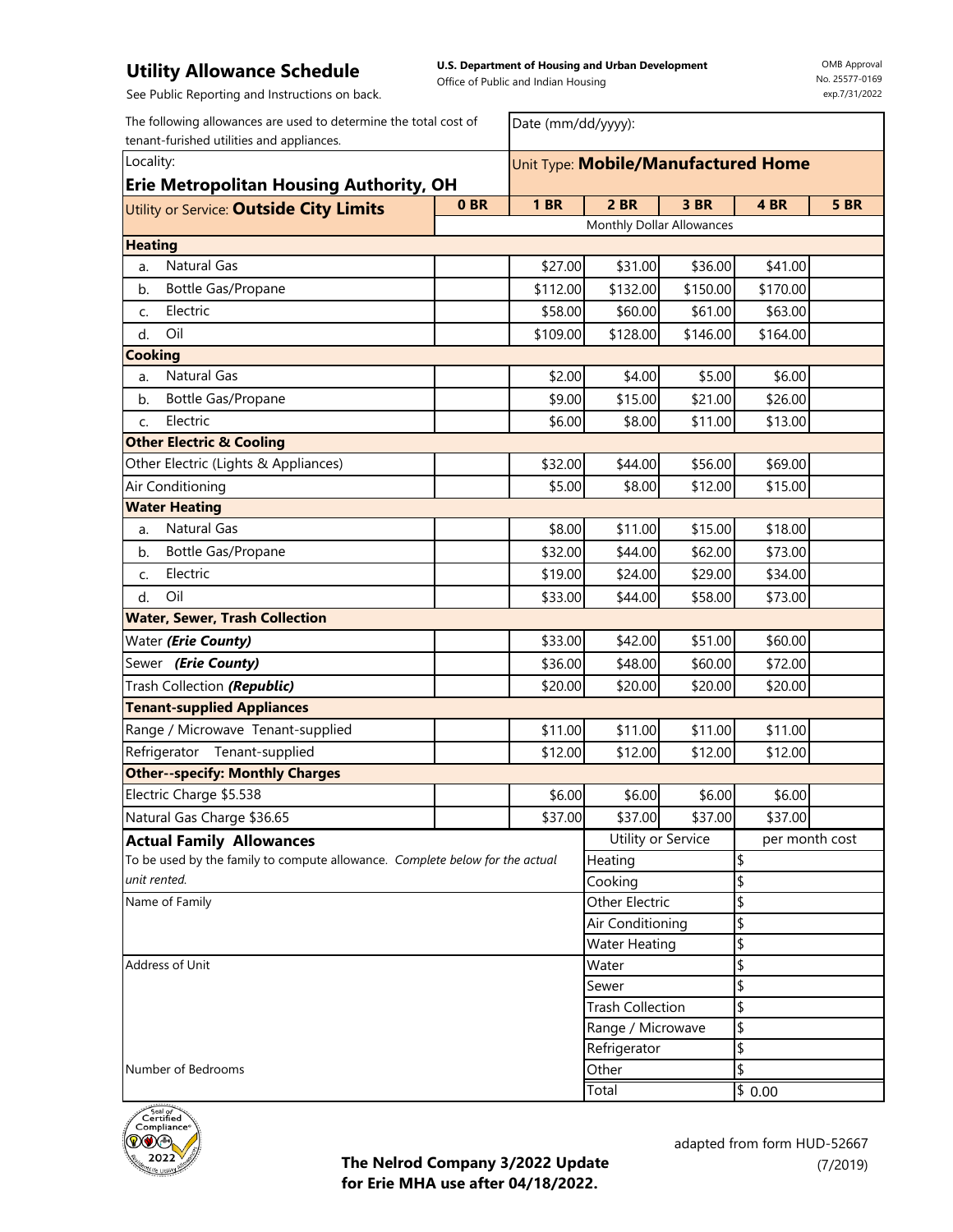# Utility Allowance Schedule

See Public Reporting and Instructions on back.

**U.S. Department of Housing and Urban Development**
Office of Public and Indian Housing

OMB Approval No. 25577-0169 exp.7/31/2022

| The following allowances are used to determine the total cost of tenant-furished utilities and appliances. | Date (mm/dd/yyyy): | | | | |
|---|---|---|---|---|---|
| Locality: **Erie Metropolitan Housing Authority, OH** | Unit Type: **Mobile/Manufactured Home** | | | | |

| Utility or Service: **Outside City Limits** | 0 BR | 1 BR | 2 BR | 3 BR | 4 BR | 5 BR |
|---|---|---|---|---|---|---|
| | Monthly Dollar Allowances | | | | | |
| **Heating** | | | | | | |
| a. Natural Gas | | $27.00 | $31.00 | $36.00 | $41.00 | |
| b. Bottle Gas/Propane | | $112.00 | $132.00 | $150.00 | $170.00 | |
| c. Electric | | $58.00 | $60.00 | $61.00 | $63.00 | |
| d. Oil | | $109.00 | $128.00 | $146.00 | $164.00 | |
| **Cooking** | | | | | | |
| a. Natural Gas | | $2.00 | $4.00 | $5.00 | $6.00 | |
| b. Bottle Gas/Propane | | $9.00 | $15.00 | $21.00 | $26.00 | |
| c. Electric | | $6.00 | $8.00 | $11.00 | $13.00 | |
| **Other Electric & Cooling** | | | | | | |
| Other Electric (Lights & Appliances) | | $32.00 | $44.00 | $56.00 | $69.00 | |
| Air Conditioning | | $5.00 | $8.00 | $12.00 | $15.00 | |
| **Water Heating** | | | | | | |
| a. Natural Gas | | $8.00 | $11.00 | $15.00 | $18.00 | |
| b. Bottle Gas/Propane | | $32.00 | $44.00 | $62.00 | $73.00 | |
| c. Electric | | $19.00 | $24.00 | $29.00 | $34.00 | |
| d. Oil | | $33.00 | $44.00 | $58.00 | $73.00 | |
| **Water, Sewer, Trash Collection** | | | | | | |
| Water ***(Erie County)*** | | $33.00 | $42.00 | $51.00 | $60.00 | |
| Sewer ***(Erie County)*** | | $36.00 | $48.00 | $60.00 | $72.00 | |
| Trash Collection ***(Republic)*** | | $20.00 | $20.00 | $20.00 | $20.00 | |
| **Tenant-supplied Appliances** | | | | | | |
| Range / Microwave Tenant-supplied | | $11.00 | $11.00 | $11.00 | $11.00 | |
| Refrigerator Tenant-supplied | | $12.00 | $12.00 | $12.00 | $12.00 | |
| **Other--specify: Monthly Charges** | | | | | | |
| Electric Charge $5.538 | | $6.00 | $6.00 | $6.00 | $6.00 | |
| Natural Gas Charge $36.65 | | $37.00 | $37.00 | $37.00 | $37.00 | |

**Actual Family Allowances**

To be used by the family to compute allowance. *Complete below for the actual unit rented.*

Name of Family

Address of Unit

Number of Bedrooms

| Utility or Service | per month cost |
|---|---|
| Heating | $ |
| Cooking | $ |
| Other Electric | $ |
| Air Conditioning | $ |
| Water Heating | $ |
| Water | $ |
| Sewer | $ |
| Trash Collection | $ |
| Range / Microwave | $ |
| Refrigerator | $ |
| Other | $ |
| Total | $ 0.00 |

Seal of Certified Compliance 2022

**The Nelrod Company 3/2022 Update for Erie MHA use after 04/18/2022.**

adapted from form HUD-52667 (7/2019)